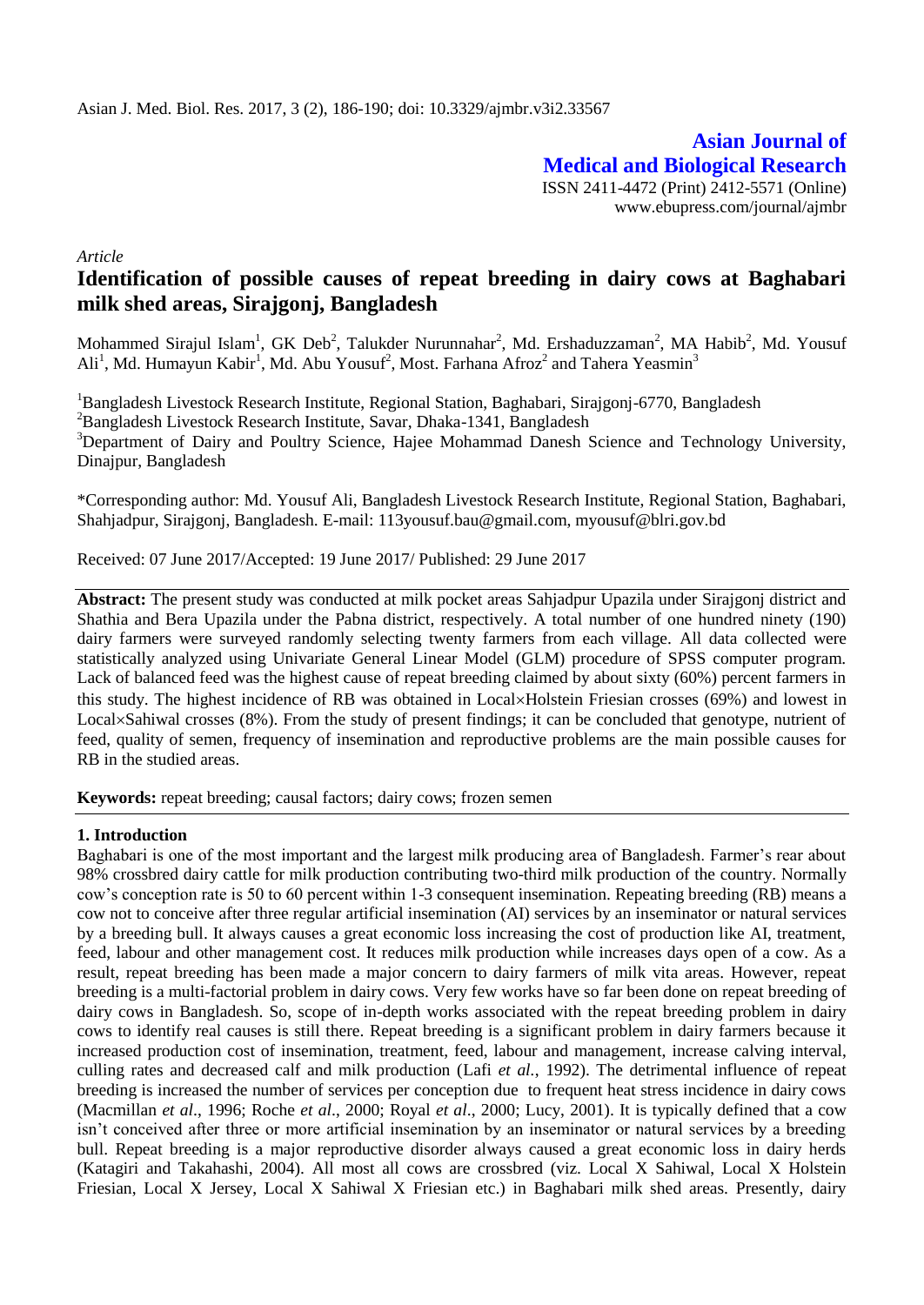Asian J. Med. Biol. Res. 2017, 3 (2), 186-190; doi: 10.3329/ajmbr.v3i2.33567

**Asian Journal of Medical and Biological Research**

ISSN 2411-4472 (Print) 2412-5571 (Online)
www.ebupress.com/journal/ajmbr

*Article*

# Identification of possible causes of repeat breeding in dairy cows at Baghabari milk shed areas, Sirajgonj, Bangladesh

Mohammed Sirajul Islam[1], GK Deb[2], Talukder Nurunnahar[2], Md. Ershaduzzaman[2], MA Habib[2], Md. Yousuf Ali[1], Md. Humayun Kabir[1], Md. Abu Yousuf[2], Most. Farhana Afroz[2] and Tahera Yeasmin[3]

[1]Bangladesh Livestock Research Institute, Regional Station, Baghabari, Sirajgonj-6770, Bangladesh
[2]Bangladesh Livestock Research Institute, Savar, Dhaka-1341, Bangladesh
[3]Department of Dairy and Poultry Science, Hajee Mohammad Danesh Science and Technology University, Dinajpur, Bangladesh

*Corresponding author: Md. Yousuf Ali, Bangladesh Livestock Research Institute, Regional Station, Baghabari, Shahjadpur, Sirajgonj, Bangladesh. E-mail: 113yousuf.bau@gmail.com, myousuf@blri.gov.bd

Received: 07 June 2017/Accepted: 19 June 2017/ Published: 29 June 2017

**Abstract:** The present study was conducted at milk pocket areas Sahjadpur Upazila under Sirajgonj district and Shathia and Bera Upazila under the Pabna district, respectively. A total number of one hundred ninety (190) dairy farmers were surveyed randomly selecting twenty farmers from each village. All data collected were statistically analyzed using Univariate General Linear Model (GLM) procedure of SPSS computer program. Lack of balanced feed was the highest cause of repeat breeding claimed by about sixty (60%) percent farmers in this study. The highest incidence of RB was obtained in Local×Holstein Friesian crosses (69%) and lowest in Local×Sahiwal crosses (8%). From the study of present findings; it can be concluded that genotype, nutrient of feed, quality of semen, frequency of insemination and reproductive problems are the main possible causes for RB in the studied areas.

**Keywords:** repeat breeding; causal factors; dairy cows; frozen semen

## 1. Introduction

Baghabari is one of the most important and the largest milk producing area of Bangladesh. Farmer's rear about 98% crossbred dairy cattle for milk production contributing two-third milk production of the country. Normally cow's conception rate is 50 to 60 percent within 1-3 consequent insemination. Repeating breeding (RB) means a cow not to conceive after three regular artificial insemination (AI) services by an inseminator or natural services by a breeding bull. It always causes a great economic loss increasing the cost of production like AI, treatment, feed, labour and other management cost. It reduces milk production while increases days open of a cow. As a result, repeat breeding has been made a major concern to dairy farmers of milk vita areas. However, repeat breeding is a multi-factorial problem in dairy cows. Very few works have so far been done on repeat breeding of dairy cows in Bangladesh. So, scope of in-depth works associated with the repeat breeding problem in dairy cows to identify real causes is still there. Repeat breeding is a significant problem in dairy farmers because it increased production cost of insemination, treatment, feed, labour and management, increase calving interval, culling rates and decreased calf and milk production (Lafi *et al.*, 1992). The detrimental influence of repeat breeding is increased the number of services per conception due to frequent heat stress incidence in dairy cows (Macmillan *et al*., 1996; Roche *et al*., 2000; Royal *et al*., 2000; Lucy, 2001). It is typically defined that a cow isn't conceived after three or more artificial insemination by an inseminator or natural services by a breeding bull. Repeat breeding is a major reproductive disorder always caused a great economic loss in dairy herds (Katagiri and Takahashi, 2004). All most all cows are crossbred (viz. Local X Sahiwal, Local X Holstein Friesian, Local X Jersey, Local X Sahiwal X Friesian etc.) in Baghabari milk shed areas. Presently, dairy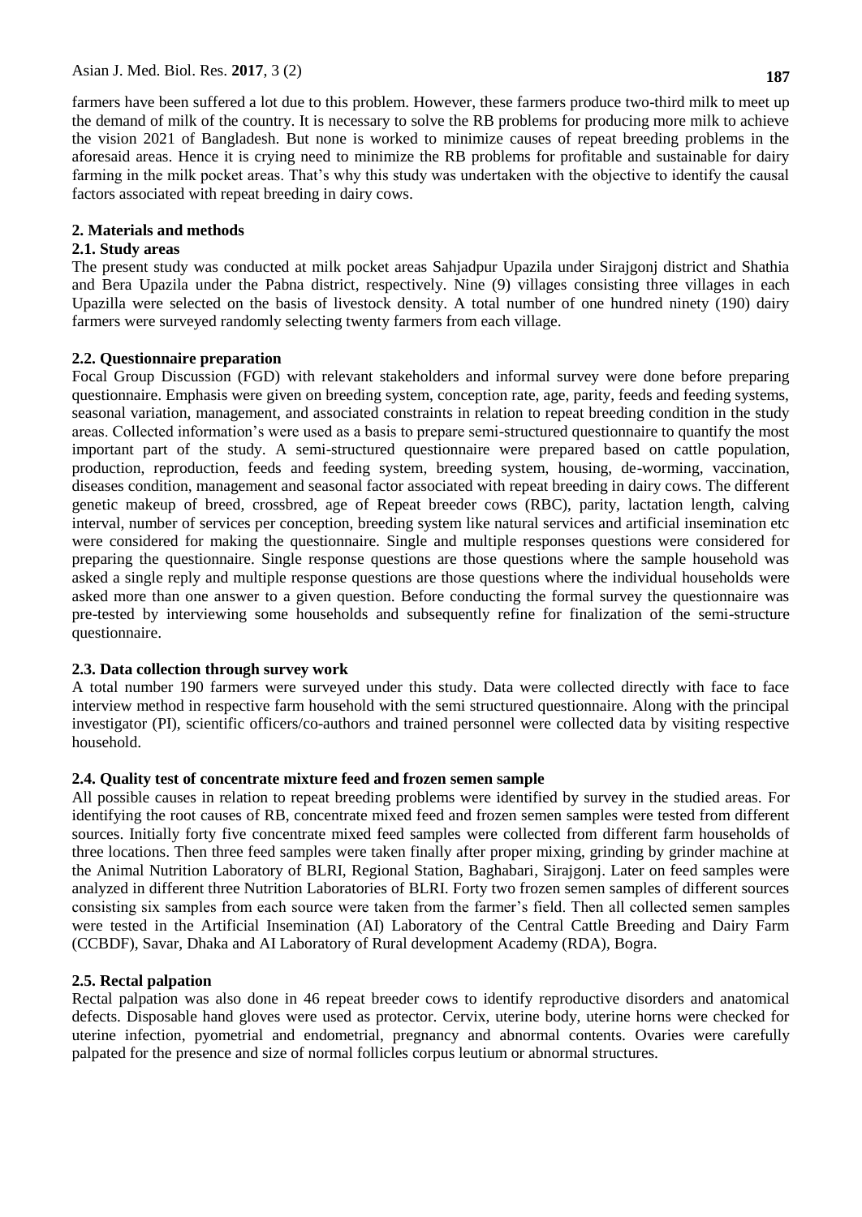farmers have been suffered a lot due to this problem. However, these farmers produce two-third milk to meet up the demand of milk of the country. It is necessary to solve the RB problems for producing more milk to achieve the vision 2021 of Bangladesh. But none is worked to minimize causes of repeat breeding problems in the aforesaid areas. Hence it is crying need to minimize the RB problems for profitable and sustainable for dairy farming in the milk pocket areas. That's why this study was undertaken with the objective to identify the causal factors associated with repeat breeding in dairy cows.

## 2. Materials and methods

### 2.1. Study areas

The present study was conducted at milk pocket areas Sahjadpur Upazila under Sirajgonj district and Shathia and Bera Upazila under the Pabna district, respectively. Nine (9) villages consisting three villages in each Upazilla were selected on the basis of livestock density. A total number of one hundred ninety (190) dairy farmers were surveyed randomly selecting twenty farmers from each village.

### 2.2. Questionnaire preparation

Focal Group Discussion (FGD) with relevant stakeholders and informal survey were done before preparing questionnaire. Emphasis were given on breeding system, conception rate, age, parity, feeds and feeding systems, seasonal variation, management, and associated constraints in relation to repeat breeding condition in the study areas. Collected information's were used as a basis to prepare semi-structured questionnaire to quantify the most important part of the study. A semi-structured questionnaire were prepared based on cattle population, production, reproduction, feeds and feeding system, breeding system, housing, de-worming, vaccination, diseases condition, management and seasonal factor associated with repeat breeding in dairy cows. The different genetic makeup of breed, crossbred, age of Repeat breeder cows (RBC), parity, lactation length, calving interval, number of services per conception, breeding system like natural services and artificial insemination etc were considered for making the questionnaire. Single and multiple responses questions were considered for preparing the questionnaire. Single response questions are those questions where the sample household was asked a single reply and multiple response questions are those questions where the individual households were asked more than one answer to a given question. Before conducting the formal survey the questionnaire was pre-tested by interviewing some households and subsequently refine for finalization of the semi-structure questionnaire.

### 2.3. Data collection through survey work

A total number 190 farmers were surveyed under this study. Data were collected directly with face to face interview method in respective farm household with the semi structured questionnaire. Along with the principal investigator (PI), scientific officers/co-authors and trained personnel were collected data by visiting respective household.

### 2.4. Quality test of concentrate mixture feed and frozen semen sample

All possible causes in relation to repeat breeding problems were identified by survey in the studied areas. For identifying the root causes of RB, concentrate mixed feed and frozen semen samples were tested from different sources. Initially forty five concentrate mixed feed samples were collected from different farm households of three locations. Then three feed samples were taken finally after proper mixing, grinding by grinder machine at the Animal Nutrition Laboratory of BLRI, Regional Station, Baghabari, Sirajgonj. Later on feed samples were analyzed in different three Nutrition Laboratories of BLRI. Forty two frozen semen samples of different sources consisting six samples from each source were taken from the farmer's field. Then all collected semen samples were tested in the Artificial Insemination (AI) Laboratory of the Central Cattle Breeding and Dairy Farm (CCBDF), Savar, Dhaka and AI Laboratory of Rural development Academy (RDA), Bogra.

### 2.5. Rectal palpation

Rectal palpation was also done in 46 repeat breeder cows to identify reproductive disorders and anatomical defects. Disposable hand gloves were used as protector. Cervix, uterine body, uterine horns were checked for uterine infection, pyometrial and endometrial, pregnancy and abnormal contents. Ovaries were carefully palpated for the presence and size of normal follicles corpus leutium or abnormal structures.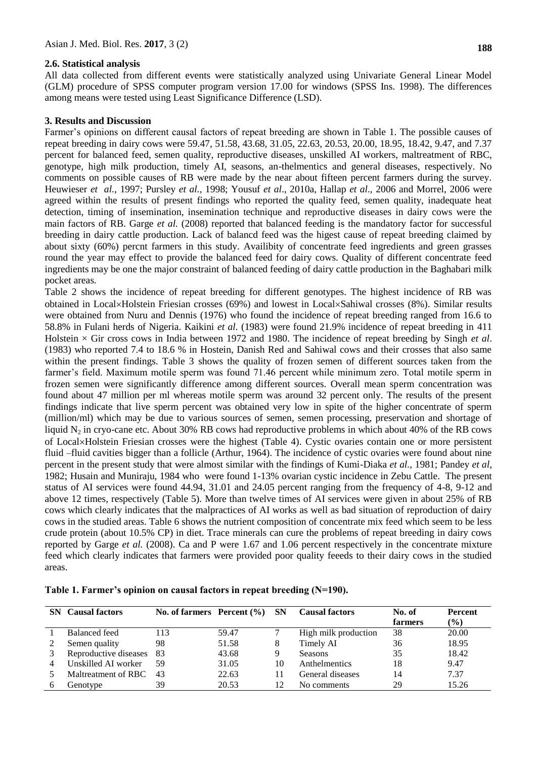### 2.6. Statistical analysis

All data collected from different events were statistically analyzed using Univariate General Linear Model (GLM) procedure of SPSS computer program version 17.00 for windows (SPSS Ins. 1998). The differences among means were tested using Least Significance Difference (LSD).

## 3. Results and Discussion

Farmer's opinions on different causal factors of repeat breeding are shown in Table 1. The possible causes of repeat breeding in dairy cows were 59.47, 51.58, 43.68, 31.05, 22.63, 20.53, 20.00, 18.95, 18.42, 9.47, and 7.37 percent for balanced feed, semen quality, reproductive diseases, unskilled AI workers, maltreatment of RBC, genotype, high milk production, timely AI, seasons, an-thelmentics and general diseases, respectively. No comments on possible causes of RB were made by the near about fifteen percent farmers during the survey. Heuwieser *et al.*, 1997; Pursley *et al.*, 1998; Yousuf *et al*., 2010a, Hallap *et al*., 2006 and Morrel, 2006 were agreed within the results of present findings who reported the quality feed, semen quality, inadequate heat detection, timing of insemination, insemination technique and reproductive diseases in dairy cows were the main factors of RB. Garge *et al.* (2008) reported that balanced feeding is the mandatory factor for successful breeding in dairy cattle production. Lack of balancd feed was the higest cause of repeat breeding claimed by about sixty (60%) percnt farmers in this study. Availibity of concentrate feed ingredients and green grasses round the year may effect to provide the balanced feed for dairy cows. Quality of different concentrate feed ingredients may be one the major constraint of balanced feeding of dairy cattle production in the Baghabari milk pocket areas.

Table 2 shows the incidence of repeat breeding for different genotypes. The highest incidence of RB was obtained in Local×Holstein Friesian crosses (69%) and lowest in Local×Sahiwal crosses (8%). Similar results were obtained from Nuru and Dennis (1976) who found the incidence of repeat breeding ranged from 16.6 to 58.8% in Fulani herds of Nigeria. Kaikini *et al.* (1983) were found 21.9% incidence of repeat breeding in 411 Holstein × Gir cross cows in India between 1972 and 1980. The incidence of repeat breeding by Singh *et al*. (1983) who reported 7.4 to 18.6 % in Hostein, Danish Red and Sahiwal cows and their crosses that also same within the present findings. Table 3 shows the quality of frozen semen of different sources taken from the farmer's field. Maximum motile sperm was found 71.46 percent while minimum zero. Total motile sperm in frozen semen were significantly difference among different sources. Overall mean sperm concentration was found about 47 million per ml whereas motile sperm was around 32 percent only. The results of the present findings indicate that live sperm percent was obtained very low in spite of the higher concentrate of sperm (million/ml) which may be due to various sources of semen, semen processing, preservation and shortage of liquid $N_2$ in cryo-cane etc. About 30% RB cows had reproductive problems in which about 40% of the RB cows of Local×Holstein Friesian crosses were the highest (Table 4). Cystic ovaries contain one or more persistent fluid –fluid cavities bigger than a follicle (Arthur, 1964). The incidence of cystic ovaries were found about nine percent in the present study that were almost similar with the findings of Kumi-Diaka *et al*., 1981; Pandey *et al*, 1982; Husain and Muniraju, 1984 who were found 1-13% ovarian cystic incidence in Zebu Cattle. The present status of AI services were found 44.94, 31.01 and 24.05 percent ranging from the frequency of 4-8, 9-12 and above 12 times, respectively (Table 5). More than twelve times of AI services were given in about 25% of RB cows which clearly indicates that the malpractices of AI works as well as bad situation of reproduction of dairy cows in the studied areas. Table 6 shows the nutrient composition of concentrate mix feed which seem to be less crude protein (about 10.5% CP) in diet. Trace minerals can cure the problems of repeat breeding in dairy cows reported by Garge *et al.* (2008). Ca and P were 1.67 and 1.06 percent respectively in the concentrate mixture feed which clearly indicates that farmers were provided poor quality feeeds to their dairy cows in the studied areas.

**Table 1. Farmer's opinion on causal factors in repeat breeding (N=190).**

| SN | Causal factors | No. of farmers | Percent (%) | SN | Causal factors | No. of farmers | Percent (%) |
|---|---|---|---|---|---|---|---|
| 1 | Balanced feed | 113 | 59.47 | 7 | High milk production | 38 | 20.00 |
| 2 | Semen quality | 98 | 51.58 | 8 | Timely AI | 36 | 18.95 |
| 3 | Reproductive diseases | 83 | 43.68 | 9 | Seasons | 35 | 18.42 |
| 4 | Unskilled AI worker | 59 | 31.05 | 10 | Anthelmentics | 18 | 9.47 |
| 5 | Maltreatment of RBC | 43 | 22.63 | 11 | General diseases | 14 | 7.37 |
| 6 | Genotype | 39 | 20.53 | 12 | No comments | 29 | 15.26 |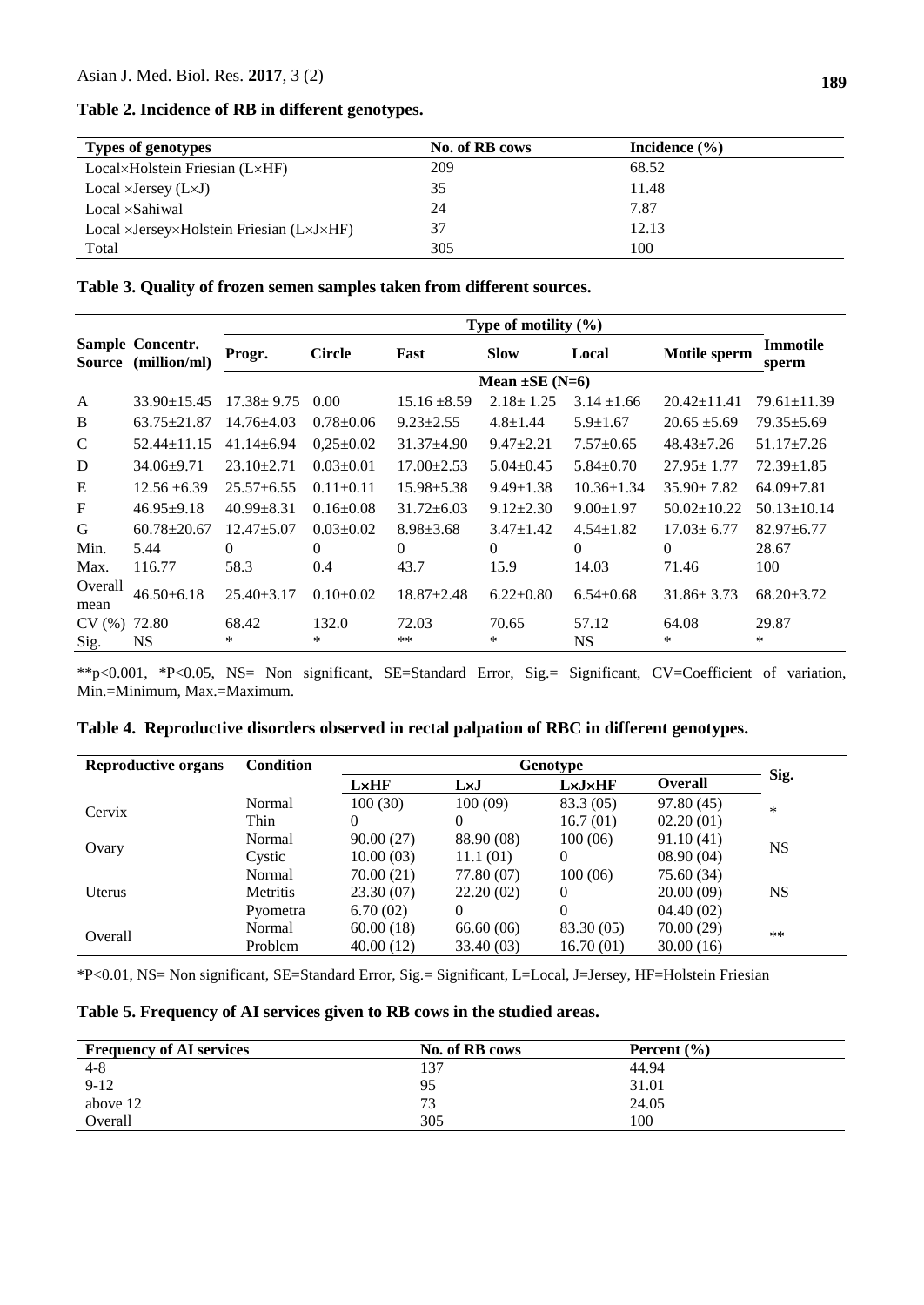**Table 2. Incidence of RB in different genotypes.**

| Types of genotypes | No. of RB cows | Incidence (%) |
|---|---|---|
| Local×Holstein Friesian (L×HF) | 209 | 68.52 |
| Local ×Jersey (L×J) | 35 | 11.48 |
| Local ×Sahiwal | 24 | 7.87 |
| Local ×Jersey×Holstein Friesian (L×J×HF) | 37 | 12.13 |
| Total | 305 | 100 |

**Table 3. Quality of frozen semen samples taken from different sources.**

| Sample Source | Concentr. (million/ml) | Type of motility (%) | | | | | | |
|---|---|---|---|---|---|---|---|---|
| | | Progr. | Circle | Fast | Slow | Local | Motile sperm | Immotile sperm |
| | | Mean ±SE (N=6) | | | | | | |
| A | 33.90±15.45 | 17.38± 9.75 | 0.00 | 15.16 ±8.59 | 2.18± 1.25 | 3.14 ±1.66 | 20.42±11.41 | 79.61±11.39 |
| B | 63.75±21.87 | 14.76±4.03 | 0.78±0.06 | 9.23±2.55 | 4.8±1.44 | 5.9±1.67 | 20.65 ±5.69 | 79.35±5.69 |
| C | 52.44±11.15 | 41.14±6.94 | 0,25±0.02 | 31.37±4.90 | 9.47±2.21 | 7.57±0.65 | 48.43±7.26 | 51.17±7.26 |
| D | 34.06±9.71 | 23.10±2.71 | 0.03±0.01 | 17.00±2.53 | 5.04±0.45 | 5.84±0.70 | 27.95± 1.77 | 72.39±1.85 |
| E | 12.56 ±6.39 | 25.57±6.55 | 0.11±0.11 | 15.98±5.38 | 9.49±1.38 | 10.36±1.34 | 35.90± 7.82 | 64.09±7.81 |
| F | 46.95±9.18 | 40.99±8.31 | 0.16±0.08 | 31.72±6.03 | 9.12±2.30 | 9.00±1.97 | 50.02±10.22 | 50.13±10.14 |
| G | 60.78±20.67 | 12.47±5.07 | 0.03±0.02 | 8.98±3.68 | 3.47±1.42 | 4.54±1.82 | 17.03± 6.77 | 82.97±6.77 |
| Min. | 5.44 | 0 | 0 | 0 | 0 | 0 | 0 | 28.67 |
| Max. | 116.77 | 58.3 | 0.4 | 43.7 | 15.9 | 14.03 | 71.46 | 100 |
| Overall mean | 46.50±6.18 | 25.40±3.17 | 0.10±0.02 | 18.87±2.48 | 6.22±0.80 | 6.54±0.68 | 31.86± 3.73 | 68.20±3.72 |
| CV (%) | 72.80 | 68.42 | 132.0 | 72.03 | 70.65 | 57.12 | 64.08 | 29.87 |
| Sig. | NS | * | * | ** | * | NS | * | * |

**p<0.001, *P<0.05, NS= Non significant, SE=Standard Error, Sig.= Significant, CV=Coefficient of variation, Min.=Minimum, Max.=Maximum.

**Table 4. Reproductive disorders observed in rectal palpation of RBC in different genotypes.**

| Reproductive organs | Condition | Genotype | | | | Sig. |
|---|---|---|---|---|---|---|
| | | L×HF | L×J | L×J×HF | Overall | |
| Cervix | Normal | 100 (30) | 100 (09) | 83.3 (05) | 97.80 (45) | * |
| | Thin | 0 | 0 | 16.7 (01) | 02.20 (01) | |
| Ovary | Normal | 90.00 (27) | 88.90 (08) | 100 (06) | 91.10 (41) | NS |
| | Cystic | 10.00 (03) | 11.1 (01) | 0 | 08.90 (04) | |
| Uterus | Normal | 70.00 (21) | 77.80 (07) | 100 (06) | 75.60 (34) | NS |
| | Metritis | 23.30 (07) | 22.20 (02) | 0 | 20.00 (09) | |
| | Pyometra | 6.70 (02) | 0 | 0 | 04.40 (02) | |
| Overall | Normal | 60.00 (18) | 66.60 (06) | 83.30 (05) | 70.00 (29) | ** |
| | Problem | 40.00 (12) | 33.40 (03) | 16.70 (01) | 30.00 (16) | |

*P<0.01, NS= Non significant, SE=Standard Error, Sig.= Significant, L=Local, J=Jersey, HF=Holstein Friesian

**Table 5. Frequency of AI services given to RB cows in the studied areas.**

| Frequency of AI services | No. of RB cows | Percent (%) |
|---|---|---|
| 4-8 | 137 | 44.94 |
| 9-12 | 95 | 31.01 |
| above 12 | 73 | 24.05 |
| Overall | 305 | 100 |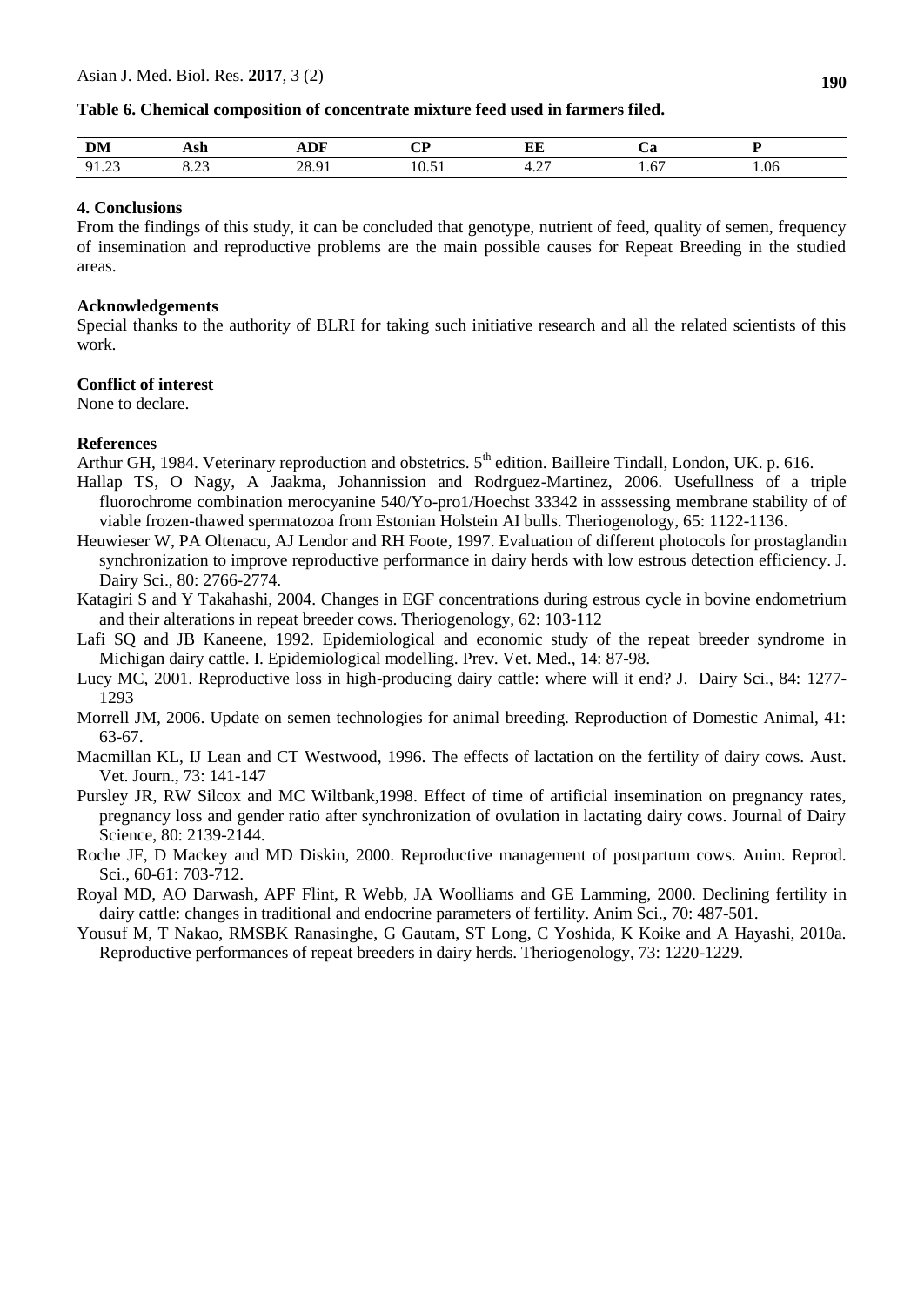**Table 6. Chemical composition of concentrate mixture feed used in farmers filed.**

| DM | Ash | ADF | CP | EE | Ca | P |
|---|---|---|---|---|---|---|
| 91.23 | 8.23 | 28.91 | 10.51 | 4.27 | 1.67 | 1.06 |

## 4. Conclusions

From the findings of this study, it can be concluded that genotype, nutrient of feed, quality of semen, frequency of insemination and reproductive problems are the main possible causes for Repeat Breeding in the studied areas.

## Acknowledgements

Special thanks to the authority of BLRI for taking such initiative research and all the related scientists of this work.

## Conflict of interest

None to declare.

## References

Arthur GH, 1984. Veterinary reproduction and obstetrics. 5th edition. Bailleire Tindall, London, UK. p. 616.

Hallap TS, O Nagy, A Jaakma, Johannission and Rodrguez-Martinez, 2006. Usefullness of a triple fluorochrome combination merocyanine 540/Yo-pro1/Hoechst 33342 in asssessing membrane stability of of viable frozen-thawed spermatozoa from Estonian Holstein AI bulls. Theriogenology, 65: 1122-1136.

Heuwieser W, PA Oltenacu, AJ Lendor and RH Foote, 1997. Evaluation of different photocols for prostaglandin synchronization to improve reproductive performance in dairy herds with low estrous detection efficiency. J. Dairy Sci., 80: 2766-2774.

Katagiri S and Y Takahashi, 2004. Changes in EGF concentrations during estrous cycle in bovine endometrium and their alterations in repeat breeder cows. Theriogenology, 62: 103-112

Lafi SQ and JB Kaneene, 1992. Epidemiological and economic study of the repeat breeder syndrome in Michigan dairy cattle. I. Epidemiological modelling. Prev. Vet. Med., 14: 87-98.

Lucy MC, 2001. Reproductive loss in high-producing dairy cattle: where will it end? J. Dairy Sci., 84: 1277-1293

Morrell JM, 2006. Update on semen technologies for animal breeding. Reproduction of Domestic Animal, 41: 63-67.

Macmillan KL, IJ Lean and CT Westwood, 1996. The effects of lactation on the fertility of dairy cows. Aust. Vet. Journ., 73: 141-147

Pursley JR, RW Silcox and MC Wiltbank,1998. Effect of time of artificial insemination on pregnancy rates, pregnancy loss and gender ratio after synchronization of ovulation in lactating dairy cows. Journal of Dairy Science, 80: 2139-2144.

Roche JF, D Mackey and MD Diskin, 2000. Reproductive management of postpartum cows. Anim. Reprod. Sci., 60-61: 703-712.

Royal MD, AO Darwash, APF Flint, R Webb, JA Woolliams and GE Lamming, 2000. Declining fertility in dairy cattle: changes in traditional and endocrine parameters of fertility. Anim Sci., 70: 487-501.

Yousuf M, T Nakao, RMSBK Ranasinghe, G Gautam, ST Long, C Yoshida, K Koike and A Hayashi, 2010a. Reproductive performances of repeat breeders in dairy herds. Theriogenology, 73: 1220-1229.